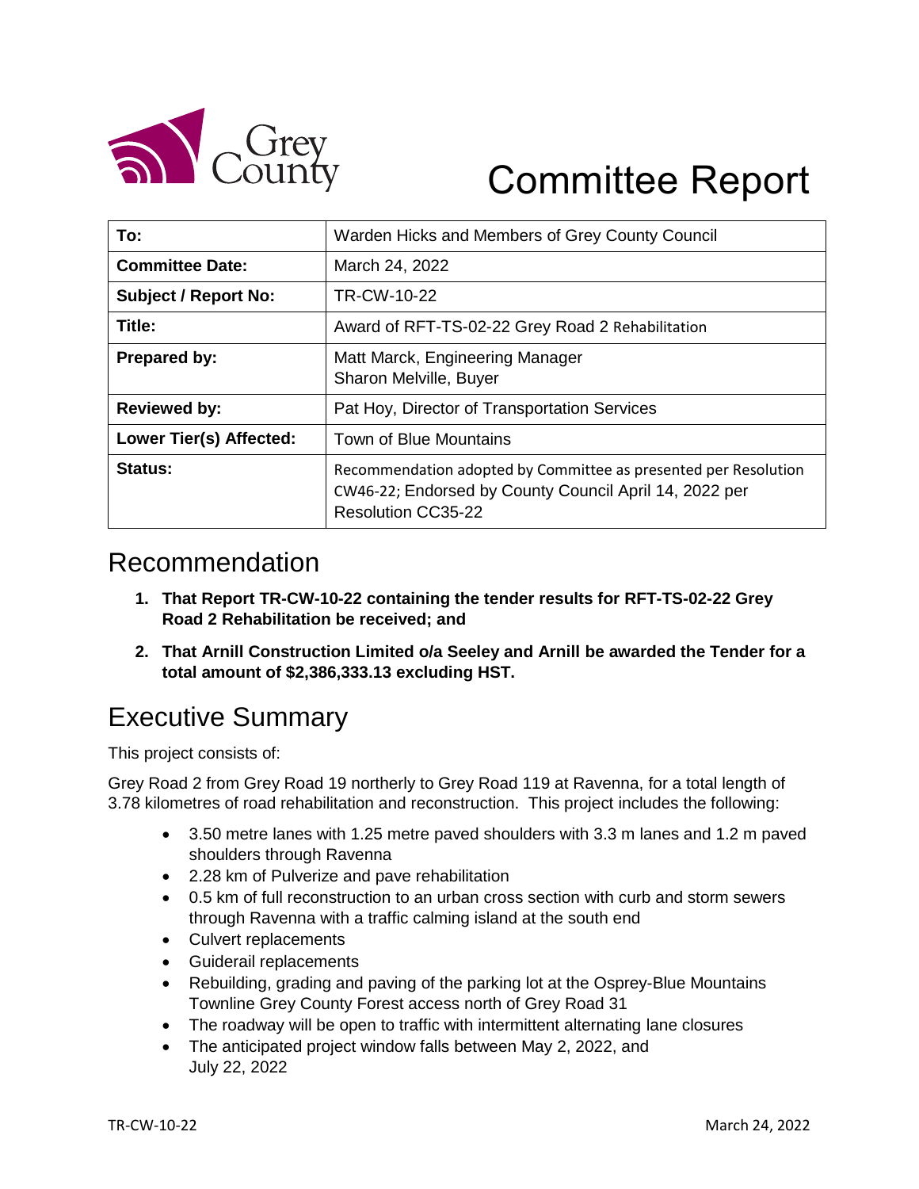# Committee Report

| To: | Warden Hicks and Members of Grey County Council |
|---|---|
| Committee Date: | March 24, 2022 |
| Subject / Report No: | TR-CW-10-22 |
| Title: | Award of RFT-TS-02-22 Grey Road 2 Rehabilitation |
| Prepared by: | Matt Marck, Engineering Manager<br>Sharon Melville, Buyer |
| Reviewed by: | Pat Hoy, Director of Transportation Services |
| Lower Tier(s) Affected: | Town of Blue Mountains |
| Status: | Recommendation adopted by Committee as presented per Resolution CW46-22; Endorsed by County Council April 14, 2022 per Resolution CC35-22 |

## Recommendation

1. **That Report TR-CW-10-22 containing the tender results for RFT-TS-02-22 Grey Road 2 Rehabilitation be received; and**
2. **That Arnill Construction Limited o/a Seeley and Arnill be awarded the Tender for a total amount of $2,386,333.13 excluding HST.**

## Executive Summary

This project consists of:

Grey Road 2 from Grey Road 19 northerly to Grey Road 119 at Ravenna, for a total length of 3.78 kilometres of road rehabilitation and reconstruction. This project includes the following:

- 3.50 metre lanes with 1.25 metre paved shoulders with 3.3 m lanes and 1.2 m paved shoulders through Ravenna
- 2.28 km of Pulverize and pave rehabilitation
- 0.5 km of full reconstruction to an urban cross section with curb and storm sewers through Ravenna with a traffic calming island at the south end
- Culvert replacements
- Guiderail replacements
- Rebuilding, grading and paving of the parking lot at the Osprey-Blue Mountains Townline Grey County Forest access north of Grey Road 31
- The roadway will be open to traffic with intermittent alternating lane closures
- The anticipated project window falls between May 2, 2022, and July 22, 2022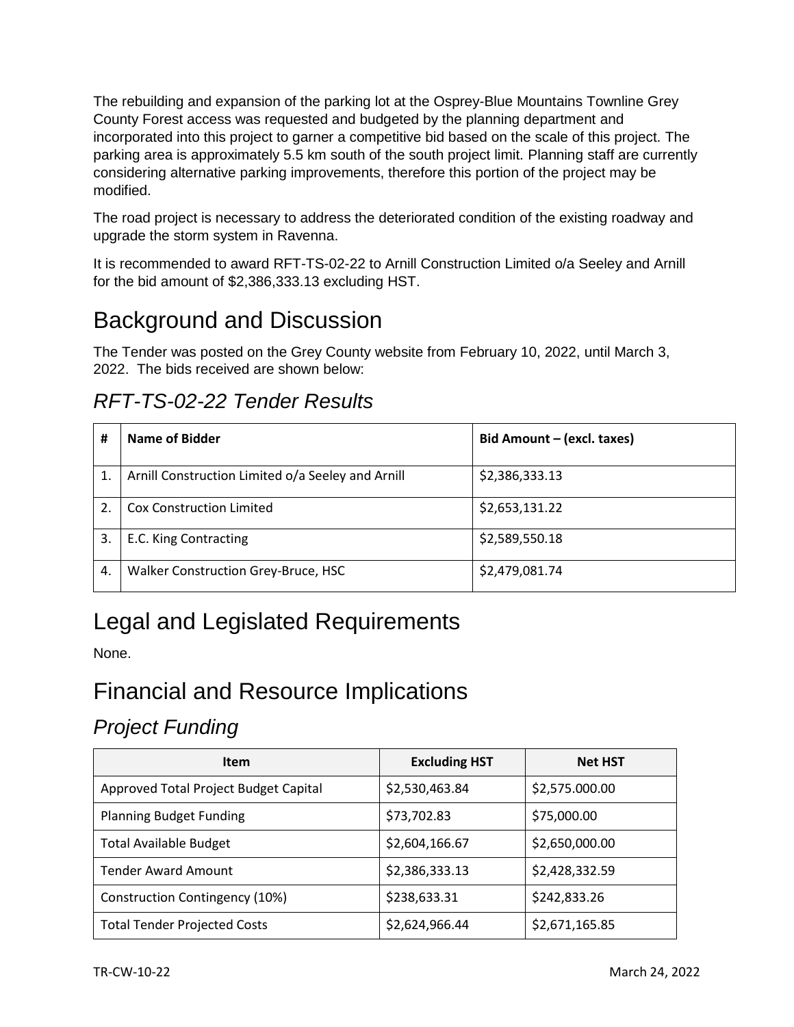The rebuilding and expansion of the parking lot at the Osprey-Blue Mountains Townline Grey County Forest access was requested and budgeted by the planning department and incorporated into this project to garner a competitive bid based on the scale of this project. The parking area is approximately 5.5 km south of the south project limit. Planning staff are currently considering alternative parking improvements, therefore this portion of the project may be modified.

The road project is necessary to address the deteriorated condition of the existing roadway and upgrade the storm system in Ravenna.

It is recommended to award RFT-TS-02-22 to Arnill Construction Limited o/a Seeley and Arnill for the bid amount of $2,386,333.13 excluding HST.

# Background and Discussion

The Tender was posted on the Grey County website from February 10, 2022, until March 3, 2022. The bids received are shown below:

## *RFT-TS-02-22 Tender Results*

| # | Name of Bidder | Bid Amount – (excl. taxes) |
|---|---|---|
| 1. | Arnill Construction Limited o/a Seeley and Arnill | $2,386,333.13 |
| 2. | Cox Construction Limited | $2,653,131.22 |
| 3. | E.C. King Contracting | $2,589,550.18 |
| 4. | Walker Construction Grey-Bruce, HSC | $2,479,081.74 |

# Legal and Legislated Requirements

None.

# Financial and Resource Implications

## *Project Funding*

| Item | Excluding HST | Net HST |
|---|---|---|
| Approved Total Project Budget Capital | $2,530,463.84 | $2,575.000.00 |
| Planning Budget Funding | $73,702.83 | $75,000.00 |
| Total Available Budget | $2,604,166.67 | $2,650,000.00 |
| Tender Award Amount | $2,386,333.13 | $2,428,332.59 |
| Construction Contingency (10%) | $238,633.31 | $242,833.26 |
| Total Tender Projected Costs | $2,624,966.44 | $2,671,165.85 |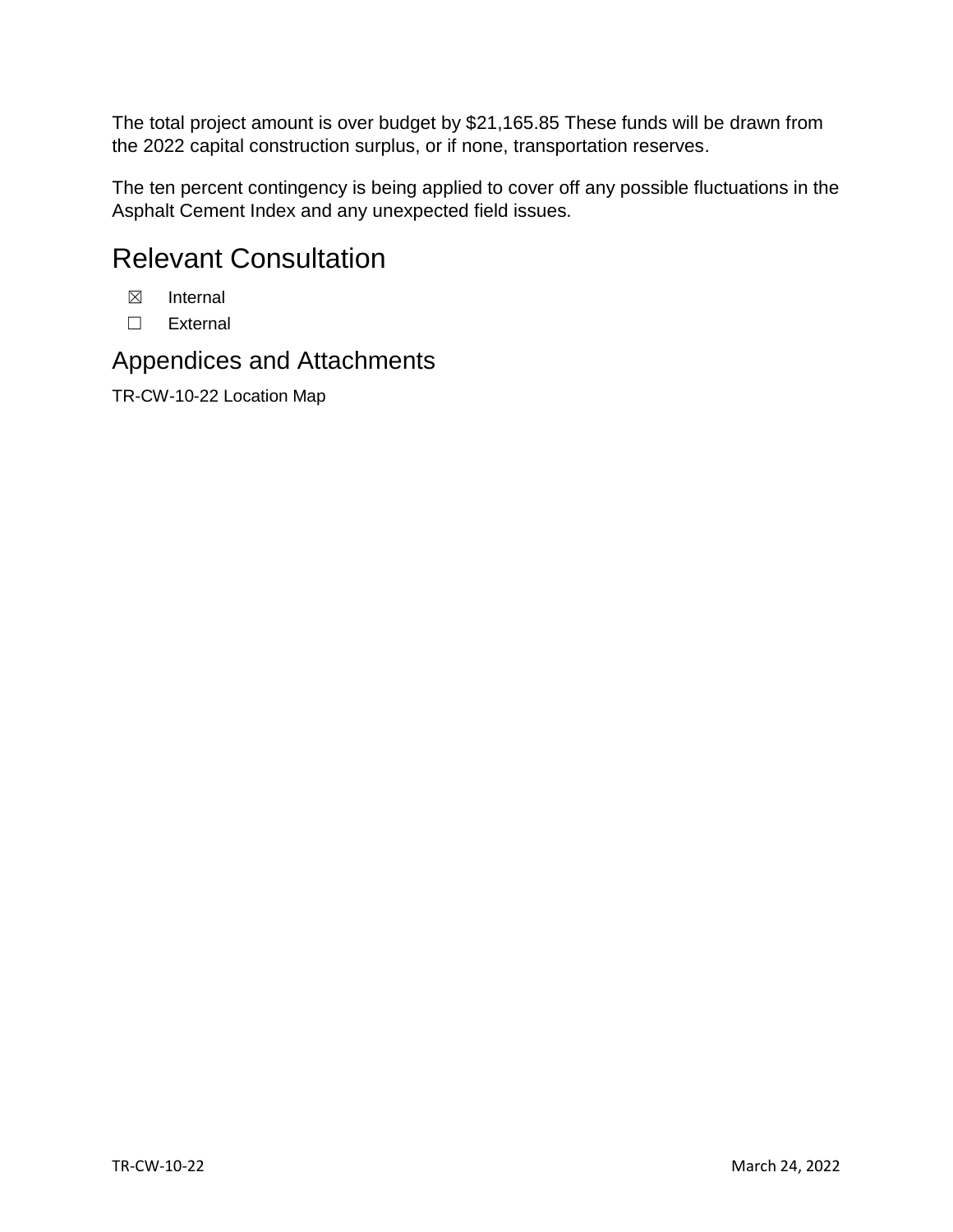The total project amount is over budget by $21,165.85 These funds will be drawn from the 2022 capital construction surplus, or if none, transportation reserves.

The ten percent contingency is being applied to cover off any possible fluctuations in the Asphalt Cement Index and any unexpected field issues.

# Relevant Consultation

☒ Internal

☐ External

## Appendices and Attachments

TR-CW-10-22 Location Map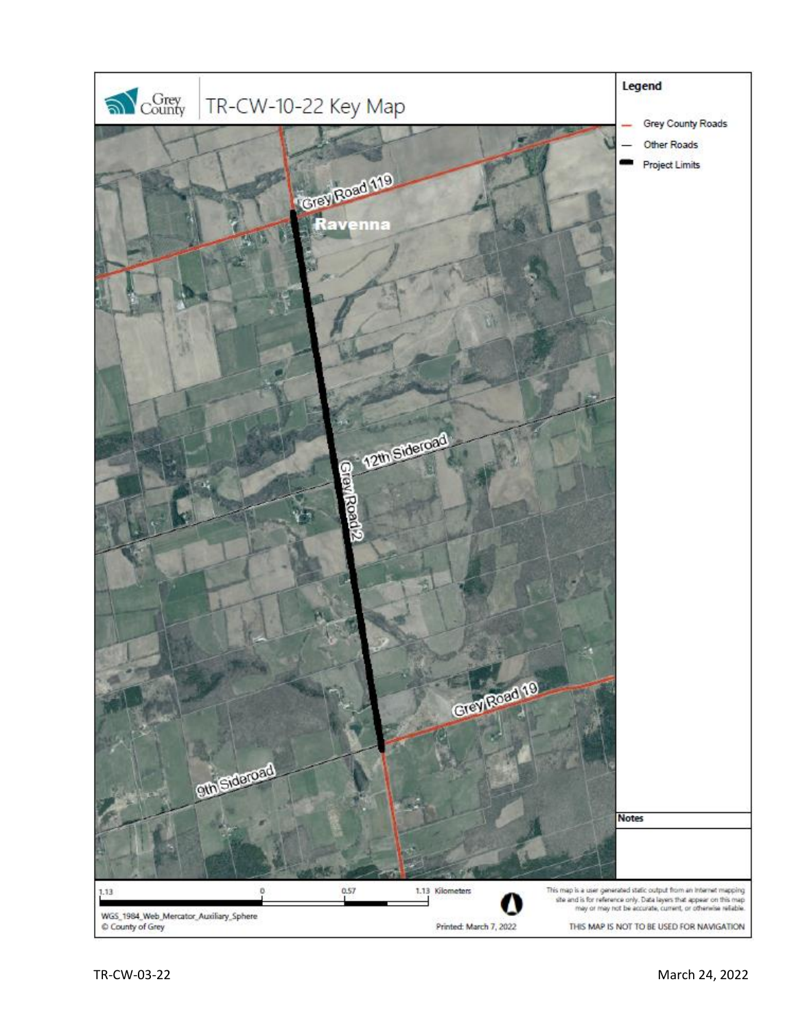Grey County

# TR-CW-10-22 Key Map

**Legend**

- Grey County Roads
- Other Roads
- Project Limits

Grey Road 119

Ravenna

12th Sideroad

Grey Road 2

Grey Road 19

9th Sideroad

**Notes**

1.13 0 0.57 1.13 Kilometers

WGS_1984_Web_Mercator_Auxiliary_Sphere
© County of Grey

Printed: March 7, 2022

This map is a user generated static output from an Internet mapping site and is for reference only. Data layers that appear on this map may or may not be accurate, current, or otherwise reliable.

THIS MAP IS NOT TO BE USED FOR NAVIGATION

TR-CW-03-22 March 24, 2022